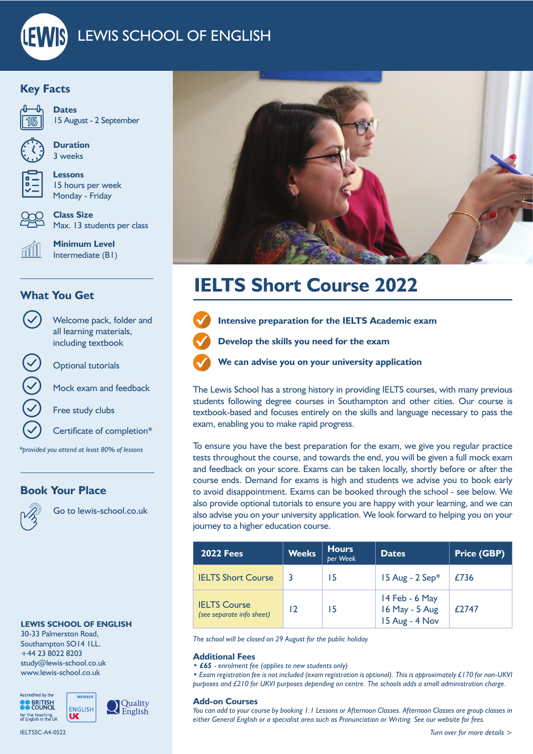# LEWIS SCHOOL OF ENGLISH

## Key Facts

**Dates**
15 August - 2 September

**Duration**
3 weeks

**Lessons**
15 hours per week
Monday - Friday

**Class Size**
Max. 13 students per class

**Minimum Level**
Intermediate (B1)

## What You Get

- Welcome pack, folder and all learning materials, including textbook
- Optional tutorials
- Mock exam and feedback
- Free study clubs
- Certificate of completion*

*provided you attend at least 80% of lessons*

## Book Your Place

Go to lewis-school.co.uk

**LEWIS SCHOOL OF ENGLISH**
30-33 Palmerston Road,
Southampton SO14 1LL.
+44 23 8022 8203
study@lewis-school.co.uk
www.lewis-school.co.uk

Accredited by the BRITISH COUNCIL for the teaching of English in the UK
MEMBER ENGLISH UK
Quality English

IELTSSC-A4-0522

# IELTS Short Course 2022

- **Intensive preparation for the IELTS Academic exam**
- **Develop the skills you need for the exam**
- **We can advise you on your university application**

The Lewis School has a strong history in providing IELTS courses, with many previous students following degree courses in Southampton and other cities. Our course is textbook-based and focuses entirely on the skills and language necessary to pass the exam, enabling you to make rapid progress.

To ensure you have the best preparation for the exam, we give you regular practice tests throughout the course, and towards the end, you will be given a full mock exam and feedback on your score. Exams can be taken locally, shortly before or after the course ends. Demand for exams is high and students we advise you to book early to avoid disappointment. Exams can be booked through the school - see below. We also provide optional tutorials to ensure you are happy with your learning, and we can also advise you on your university application. We look forward to helping you on your journey to a higher education course.

| 2022 Fees | Weeks | Hours *per Week* | Dates | Price (GBP) |
|---|---|---|---|---|
| IELTS Short Course | 3 | 15 | 15 Aug - 2 Sep* | £736 |
| IELTS Course *(see separate info sheet)* | 12 | 15 | 14 Feb - 6 May<br>16 May - 5 Aug<br>15 Aug - 4 Nov | £2747 |

*The school will be closed on 29 August for the public holiday.*

### Additional Fees

- ***£65** - enrolment fee (applies to new students only)*
- *Exam registration fee is not included (exam registration is optional). This is approximately £170 for non-UKVI purposes and £210 for UKVI purposes depending on centre. The schools adds a small administration charge.*

### Add-on Courses

*You can add to your course by booking 1:1 Lessons or Afternoon Classes. Afternoon Classes are group classes in either General English or a specialist area such as Pronunciation or Writing. See our website for fees.*

*Turn over for more details >*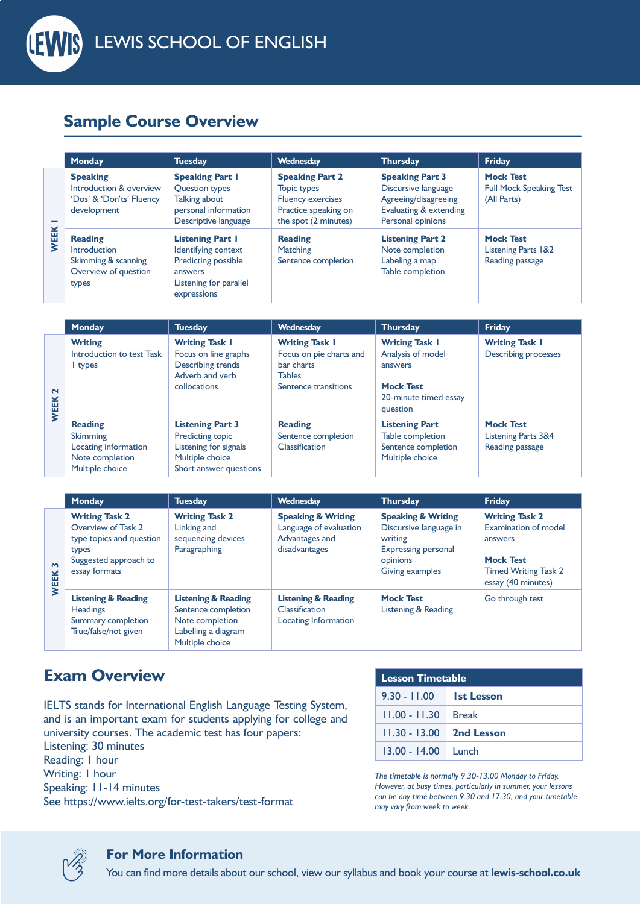LEWIS SCHOOL OF ENGLISH

## Sample Course Overview

| WEEK 1 | Monday | Tuesday | Wednesday | Thursday | Friday |
|---|---|---|---|---|---|
| | **Speaking**<br>Introduction & overview<br>'Dos' & 'Don'ts' Fluency development | **Speaking Part 1**<br>Question types<br>Talking about personal information<br>Descriptive language | **Speaking Part 2**<br>Topic types<br>Fluency exercises<br>Practice speaking on the spot (2 minutes) | **Speaking Part 3**<br>Discursive language<br>Agreeing/disagreeing<br>Evaluating & extending<br>Personal opinions | **Mock Test**<br>Full Mock Speaking Test (All Parts) |
| | **Reading**<br>Introduction<br>Skimming & scanning<br>Overview of question types | **Listening Part 1**<br>Identifying context<br>Predicting possible answers<br>Listening for parallel expressions | **Reading**<br>Matching<br>Sentence completion | **Listening Part 2**<br>Note completion<br>Labeling a map<br>Table completion | **Mock Test**<br>Listening Parts 1&2<br>Reading passage |

| WEEK 2 | Monday | Tuesday | Wednesday | Thursday | Friday |
|---|---|---|---|---|---|
| | **Writing**<br>Introduction to test Task 1 types | **Writing Task 1**<br>Focus on line graphs<br>Describing trends<br>Adverb and verb collocations | **Writing Task 1**<br>Focus on pie charts and bar charts<br>Tables<br>Sentence transitions | **Writing Task 1**<br>Analysis of model answers<br><br>**Mock Test**<br>20-minute timed essay question | **Writing Task 1**<br>Describing processes |
| | **Reading**<br>Skimming<br>Locating information<br>Note completion<br>Multiple choice | **Listening Part 3**<br>Predicting topic<br>Listening for signals<br>Multiple choice<br>Short answer questions | **Reading**<br>Sentence completion<br>Classification | **Listening Part**<br>Table completion<br>Sentence completion<br>Multiple choice | **Mock Test**<br>Listening Parts 3&4<br>Reading passage |

| WEEK 3 | Monday | Tuesday | Wednesday | Thursday | Friday |
|---|---|---|---|---|---|
| | **Writing Task 2**<br>Overview of Task 2 type topics and question types<br>Suggested approach to essay formats | **Writing Task 2**<br>Linking and sequencing devices<br>Paragraphing | **Speaking & Writing**<br>Language of evaluation<br>Advantages and disadvantages | **Speaking & Writing**<br>Discursive language in writing<br>Expressing personal opinions<br>Giving examples | **Writing Task 2**<br>Examination of model answers<br><br>**Mock Test**<br>Timed Writing Task 2 essay (40 minutes) |
| | **Listening & Reading**<br>Headings<br>Summary completion<br>True/false/not given | **Listening & Reading**<br>Sentence completion<br>Note completion<br>Labelling a diagram<br>Multiple choice | **Listening & Reading**<br>Classification<br>Locating Information | **Mock Test**<br>Listening & Reading | Go through test |

## Exam Overview

IELTS stands for International English Language Testing System, and is an important exam for students applying for college and university courses. The academic test has four papers:
Listening: 30 minutes
Reading: 1 hour
Writing: 1 hour
Speaking: 11-14 minutes
See https://www.ielts.org/for-test-takers/test-format

| Lesson Timetable | |
|---|---|
| 9.30 - 11.00 | **1st Lesson** |
| 11.00 - 11.30 | Break |
| 11.30 - 13.00 | **2nd Lesson** |
| 13.00 - 14.00 | Lunch |

*The timetable is normally 9.30-13.00 Monday to Friday. However, at busy times, particularly in summer, your lessons can be any time between 9.30 and 17.30, and your timetable may vary from week to week.*

### For More Information

You can find more details about our school, view our syllabus and book your course at **lewis-school.co.uk**